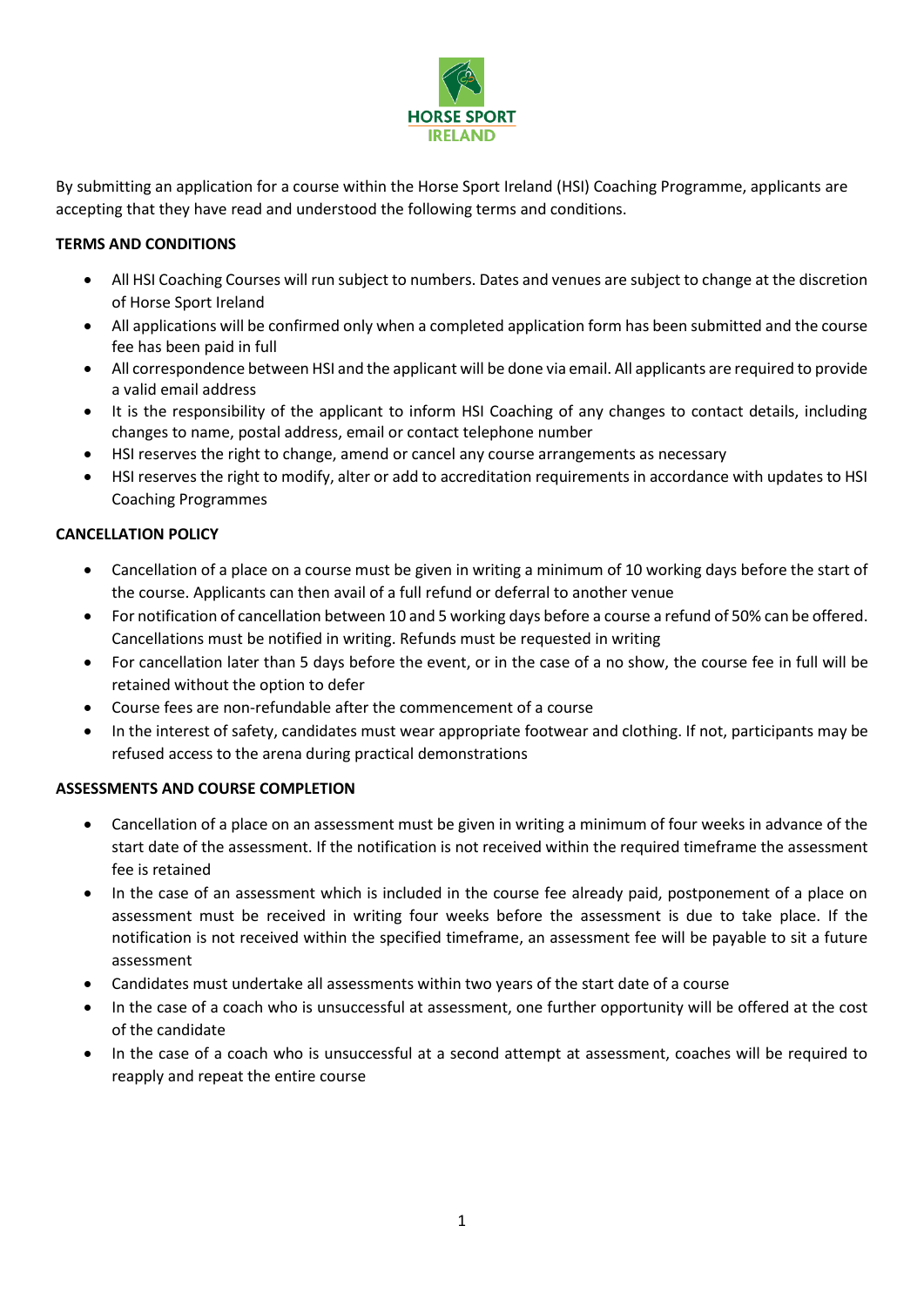By submitting an application for a course within the Horse Sport Ireland (HSI) Coaching Programme, applicants are accepting that they have read and understood the following terms and conditions.

**TERMS AND CONDITIONS**

- All HSI Coaching Courses will run subject to numbers. Dates and venues are subject to change at the discretion of Horse Sport Ireland
- All applications will be confirmed only when a completed application form has been submitted and the course fee has been paid in full
- All correspondence between HSI and the applicant will be done via email. All applicants are required to provide a valid email address
- It is the responsibility of the applicant to inform HSI Coaching of any changes to contact details, including changes to name, postal address, email or contact telephone number
- HSI reserves the right to change, amend or cancel any course arrangements as necessary
- HSI reserves the right to modify, alter or add to accreditation requirements in accordance with updates to HSI Coaching Programmes

**CANCELLATION POLICY**

- Cancellation of a place on a course must be given in writing a minimum of 10 working days before the start of the course. Applicants can then avail of a full refund or deferral to another venue
- For notification of cancellation between 10 and 5 working days before a course a refund of 50% can be offered. Cancellations must be notified in writing. Refunds must be requested in writing
- For cancellation later than 5 days before the event, or in the case of a no show, the course fee in full will be retained without the option to defer
- Course fees are non-refundable after the commencement of a course
- In the interest of safety, candidates must wear appropriate footwear and clothing. If not, participants may be refused access to the arena during practical demonstrations

**ASSESSMENTS AND COURSE COMPLETION**

- Cancellation of a place on an assessment must be given in writing a minimum of four weeks in advance of the start date of the assessment. If the notification is not received within the required timeframe the assessment fee is retained
- In the case of an assessment which is included in the course fee already paid, postponement of a place on assessment must be received in writing four weeks before the assessment is due to take place. If the notification is not received within the specified timeframe, an assessment fee will be payable to sit a future assessment
- Candidates must undertake all assessments within two years of the start date of a course
- In the case of a coach who is unsuccessful at assessment, one further opportunity will be offered at the cost of the candidate
- In the case of a coach who is unsuccessful at a second attempt at assessment, coaches will be required to reapply and repeat the entire course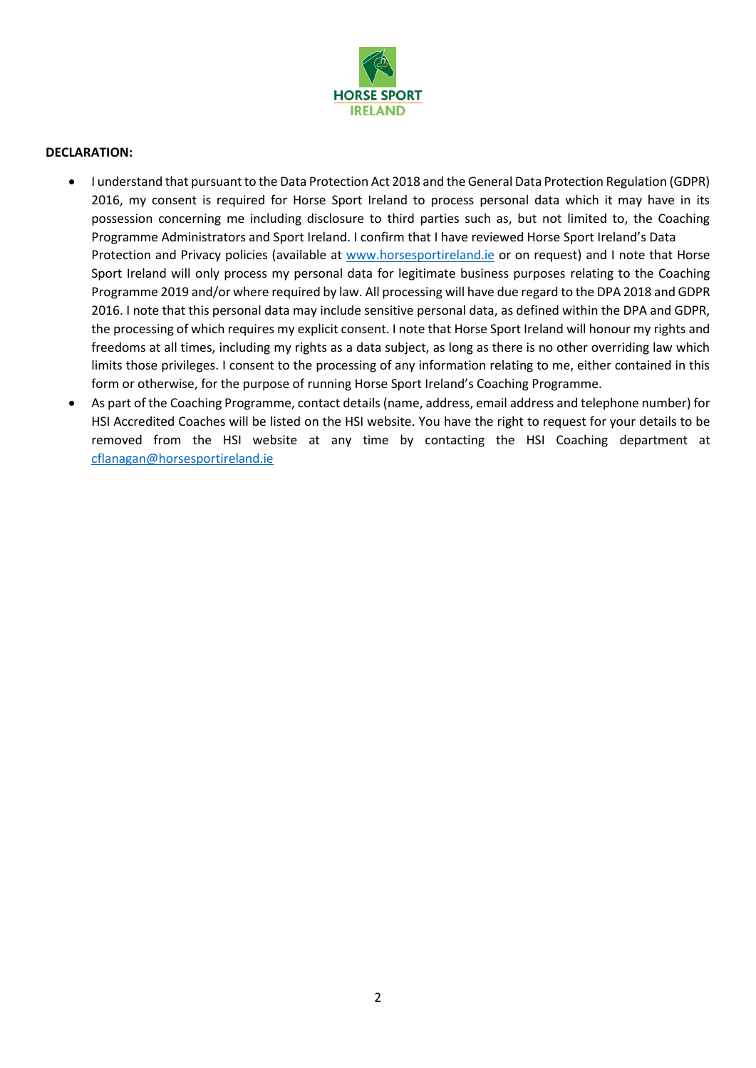**DECLARATION:**

- I understand that pursuant to the Data Protection Act 2018 and the General Data Protection Regulation (GDPR) 2016, my consent is required for Horse Sport Ireland to process personal data which it may have in its possession concerning me including disclosure to third parties such as, but not limited to, the Coaching Programme Administrators and Sport Ireland. I confirm that I have reviewed Horse Sport Ireland's Data Protection and Privacy policies (available at www.horsesportireland.ie or on request) and I note that Horse Sport Ireland will only process my personal data for legitimate business purposes relating to the Coaching Programme 2019 and/or where required by law. All processing will have due regard to the DPA 2018 and GDPR 2016. I note that this personal data may include sensitive personal data, as defined within the DPA and GDPR, the processing of which requires my explicit consent. I note that Horse Sport Ireland will honour my rights and freedoms at all times, including my rights as a data subject, as long as there is no other overriding law which limits those privileges. I consent to the processing of any information relating to me, either contained in this form or otherwise, for the purpose of running Horse Sport Ireland's Coaching Programme.
- As part of the Coaching Programme, contact details (name, address, email address and telephone number) for HSI Accredited Coaches will be listed on the HSI website. You have the right to request for your details to be removed from the HSI website at any time by contacting the HSI Coaching department at cflanagan@horsesportireland.ie